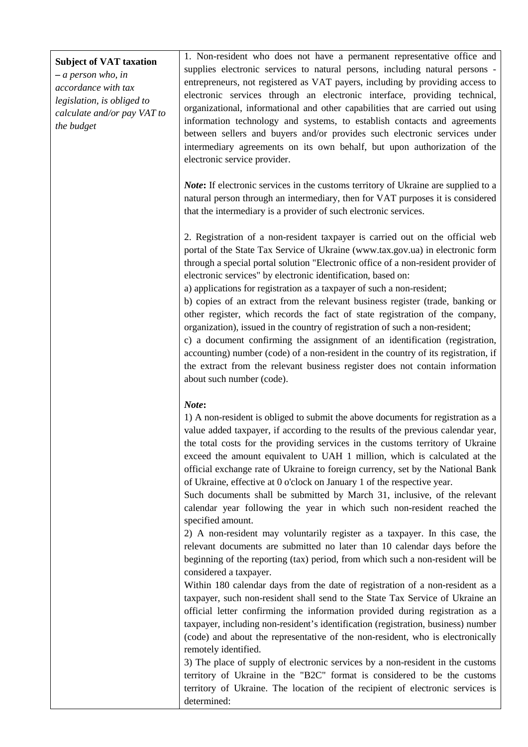| **Subject of VAT taxation** – *a person who, in accordance with tax legislation, is obliged to calculate and/or pay VAT to the budget* | 1. Non-resident who does not have a permanent representative office and supplies electronic services to natural persons, including natural persons - entrepreneurs, not registered as VAT payers, including by providing access to electronic services through an electronic interface, providing technical, organizational, informational and other capabilities that are carried out using information technology and systems, to establish contacts and agreements between sellers and buyers and/or provides such electronic services under intermediary agreements on its own behalf, but upon authorization of the electronic service provider.<br><br>***Note*****:** If electronic services in the customs territory of Ukraine are supplied to a natural person through an intermediary, then for VAT purposes it is considered that the intermediary is a provider of such electronic services.<br><br>2. Registration of a non-resident taxpayer is carried out on the official web portal of the State Tax Service of Ukraine (www.tax.gov.ua) in electronic form through a special portal solution "Electronic office of a non-resident provider of electronic services" by electronic identification, based on:<br>a) applications for registration as a taxpayer of such a non-resident;<br>b) copies of an extract from the relevant business register (trade, banking or other register, which records the fact of state registration of the company, organization), issued in the country of registration of such a non-resident;<br>c) a document confirming the assignment of an identification (registration, accounting) number (code) of a non-resident in the country of its registration, if the extract from the relevant business register does not contain information about such number (code).<br><br>***Note*****:**<br>1) A non-resident is obliged to submit the above documents for registration as a value added taxpayer, if according to the results of the previous calendar year, the total costs for the providing services in the customs territory of Ukraine exceed the amount equivalent to UAH 1 million, which is calculated at the official exchange rate of Ukraine to foreign currency, set by the National Bank of Ukraine, effective at 0 o'clock on January 1 of the respective year.<br>Such documents shall be submitted by March 31, inclusive, of the relevant calendar year following the year in which such non-resident reached the specified amount.<br>2) A non-resident may voluntarily register as a taxpayer. In this case, the relevant documents are submitted no later than 10 calendar days before the beginning of the reporting (tax) period, from which such a non-resident will be considered a taxpayer.<br>Within 180 calendar days from the date of registration of a non-resident as a taxpayer, such non-resident shall send to the State Tax Service of Ukraine an official letter confirming the information provided during registration as a taxpayer, including non-resident's identification (registration, business) number (code) and about the representative of the non-resident, who is electronically remotely identified.<br>3) The place of supply of electronic services by a non-resident in the customs territory of Ukraine in the "B2C" format is considered to be the customs territory of Ukraine. The location of the recipient of electronic services is determined: |
|---|---|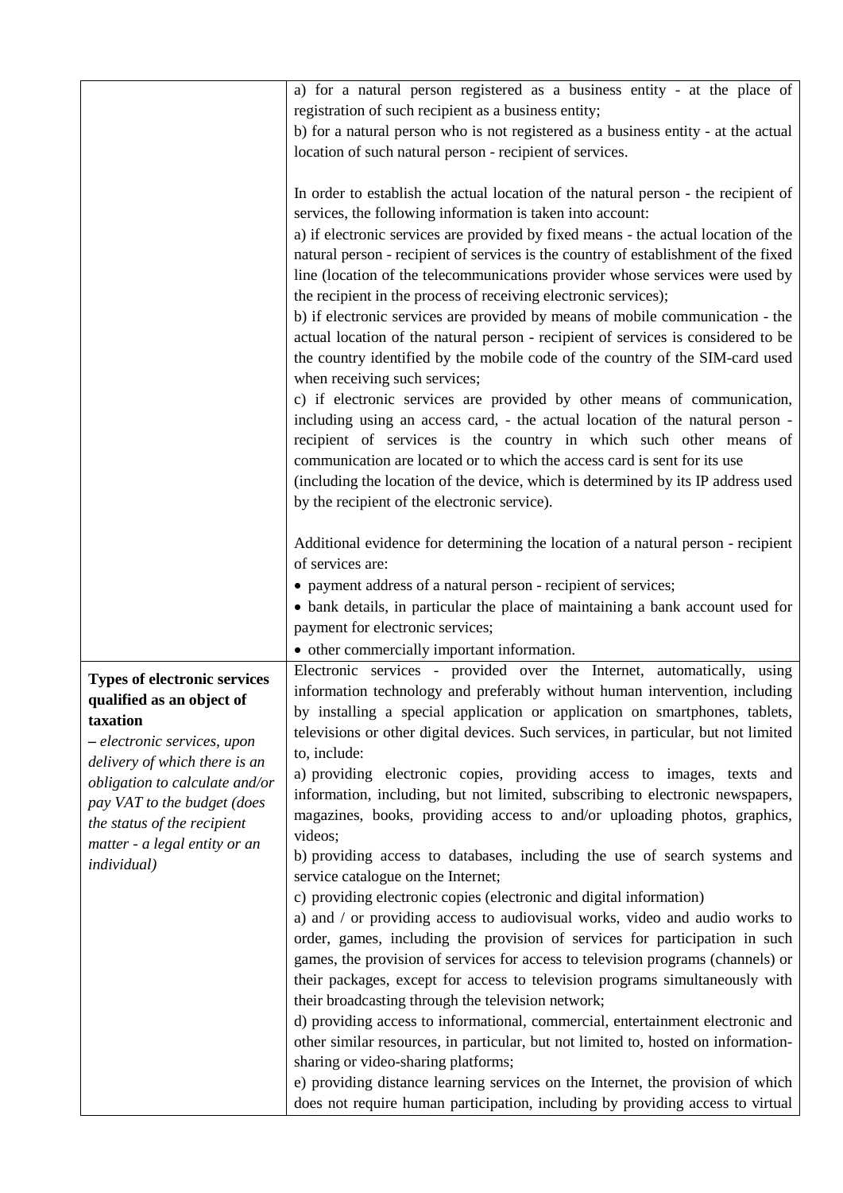| | |
|---|---|
| | a) for a natural person registered as a business entity - at the place of registration of such recipient as a business entity;<br>b) for a natural person who is not registered as a business entity - at the actual location of such natural person - recipient of services.<br><br>In order to establish the actual location of the natural person - the recipient of services, the following information is taken into account:<br>a) if electronic services are provided by fixed means - the actual location of the natural person - recipient of services is the country of establishment of the fixed line (location of the telecommunications provider whose services were used by the recipient in the process of receiving electronic services);<br>b) if electronic services are provided by means of mobile communication - the actual location of the natural person - recipient of services is considered to be the country identified by the mobile code of the country of the SIM-card used when receiving such services;<br>c) if electronic services are provided by other means of communication, including using an access card, - the actual location of the natural person - recipient of services is the country in which such other means of communication are located or to which the access card is sent for its use (including the location of the device, which is determined by its IP address used by the recipient of the electronic service).<br><br>Additional evidence for determining the location of a natural person - recipient of services are:<br>• payment address of a natural person - recipient of services;<br>• bank details, in particular the place of maintaining a bank account used for payment for electronic services;<br>• other commercially important information. |
| **Types of electronic services qualified as an object of taxation**<br>*– electronic services, upon delivery of which there is an obligation to calculate and/or pay VAT to the budget (does the status of the recipient matter - a legal entity or an individual)* | Electronic services - provided over the Internet, automatically, using information technology and preferably without human intervention, including by installing a special application or application on smartphones, tablets, televisions or other digital devices. Such services, in particular, but not limited to, include:<br>a) providing electronic copies, providing access to images, texts and information, including, but not limited, subscribing to electronic newspapers, magazines, books, providing access to and/or uploading photos, graphics, videos;<br>b) providing access to databases, including the use of search systems and service catalogue on the Internet;<br>c) providing electronic copies (electronic and digital information)<br>a) and / or providing access to audiovisual works, video and audio works to order, games, including the provision of services for participation in such games, the provision of services for access to television programs (channels) or their packages, except for access to television programs simultaneously with their broadcasting through the television network;<br>d) providing access to informational, commercial, entertainment electronic and other similar resources, in particular, but not limited to, hosted on information-sharing or video-sharing platforms;<br>e) providing distance learning services on the Internet, the provision of which does not require human participation, including by providing access to virtual |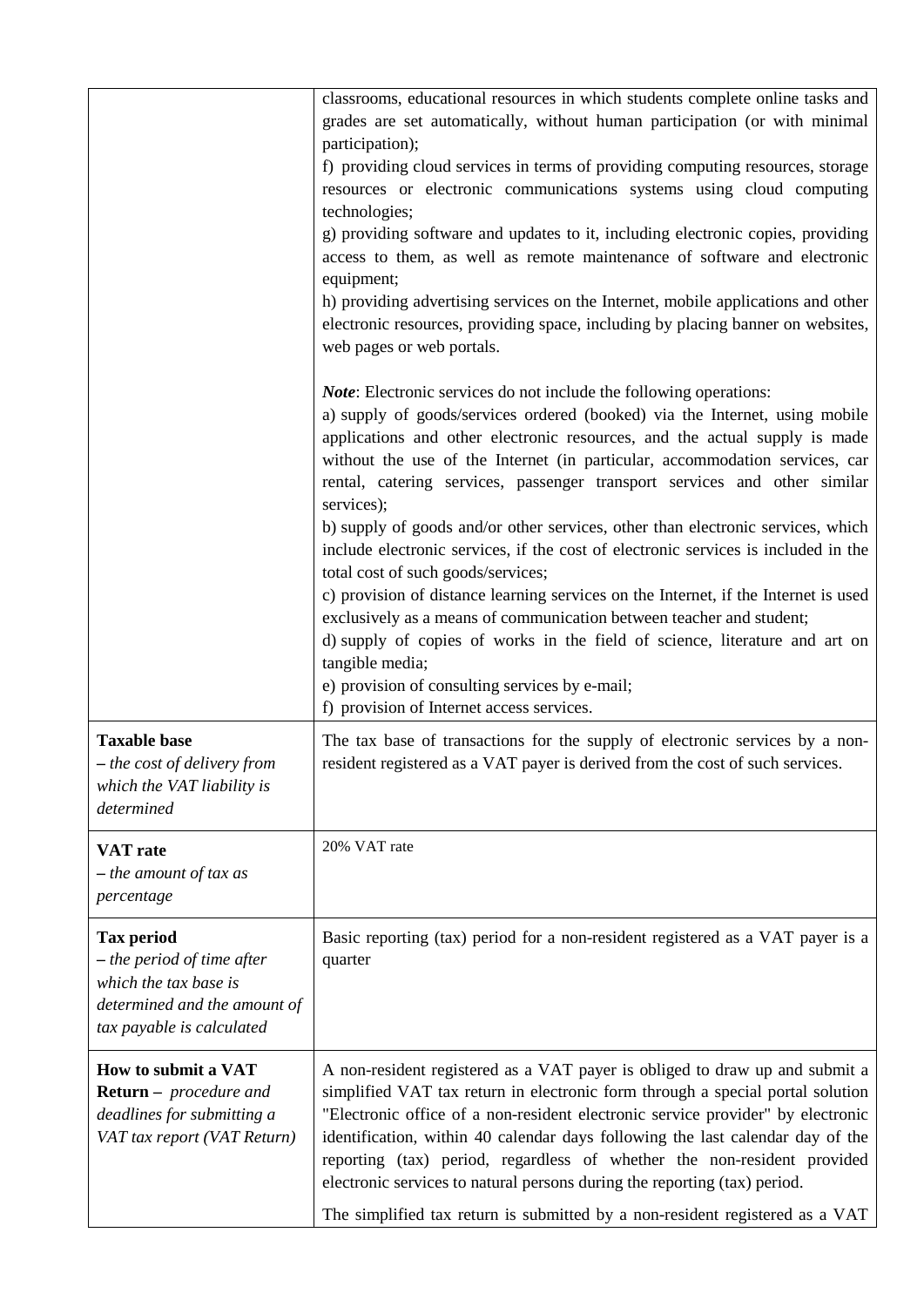| | |
|---|---|
| | classrooms, educational resources in which students complete online tasks and grades are set automatically, without human participation (or with minimal participation);<br>f) providing cloud services in terms of providing computing resources, storage resources or electronic communications systems using cloud computing technologies;<br>g) providing software and updates to it, including electronic copies, providing access to them, as well as remote maintenance of software and electronic equipment;<br>h) providing advertising services on the Internet, mobile applications and other electronic resources, providing space, including by placing banner on websites, web pages or web portals.<br><br>***Note***: Electronic services do not include the following operations:<br>a) supply of goods/services ordered (booked) via the Internet, using mobile applications and other electronic resources, and the actual supply is made without the use of the Internet (in particular, accommodation services, car rental, catering services, passenger transport services and other similar services);<br>b) supply of goods and/or other services, other than electronic services, which include electronic services, if the cost of electronic services is included in the total cost of such goods/services;<br>c) provision of distance learning services on the Internet, if the Internet is used exclusively as a means of communication between teacher and student;<br>d) supply of copies of works in the field of science, literature and art on tangible media;<br>e) provision of consulting services by e-mail;<br>f) provision of Internet access services. |
| **Taxable base** *– the cost of delivery from which the VAT liability is determined* | The tax base of transactions for the supply of electronic services by a non-resident registered as a VAT payer is derived from the cost of such services. |
| **VAT rate** *– the amount of tax as percentage* | 20% VAT rate |
| **Tax period** *– the period of time after which the tax base is determined and the amount of tax payable is calculated* | Basic reporting (tax) period for a non-resident registered as a VAT payer is a quarter |
| **How to submit a VAT Return –** *procedure and deadlines for submitting a VAT tax report (VAT Return)* | A non-resident registered as a VAT payer is obliged to draw up and submit a simplified VAT tax return in electronic form through a special portal solution "Electronic office of a non-resident electronic service provider" by electronic identification, within 40 calendar days following the last calendar day of the reporting (tax) period, regardless of whether the non-resident provided electronic services to natural persons during the reporting (tax) period.<br><br>The simplified tax return is submitted by a non-resident registered as a VAT |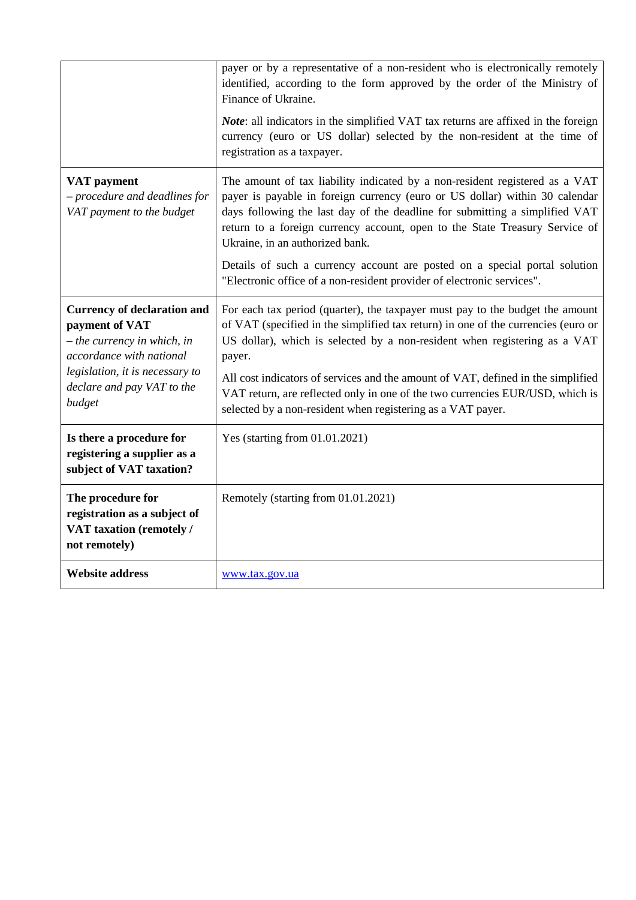| | |
|---|---|
| | payer or by a representative of a non-resident who is electronically remotely identified, according to the form approved by the order of the Ministry of Finance of Ukraine.<br><br>***Note***: all indicators in the simplified VAT tax returns are affixed in the foreign currency (euro or US dollar) selected by the non-resident at the time of registration as a taxpayer. |
| **VAT payment**<br>*– procedure and deadlines for VAT payment to the budget* | The amount of tax liability indicated by a non-resident registered as a VAT payer is payable in foreign currency (euro or US dollar) within 30 calendar days following the last day of the deadline for submitting a simplified VAT return to a foreign currency account, open to the State Treasury Service of Ukraine, in an authorized bank.<br><br>Details of such a currency account are posted on a special portal solution "Electronic office of a non-resident provider of electronic services". |
| **Currency of declaration and payment of VAT**<br>*– the currency in which, in accordance with national legislation, it is necessary to declare and pay VAT to the budget* | For each tax period (quarter), the taxpayer must pay to the budget the amount of VAT (specified in the simplified tax return) in one of the currencies (euro or US dollar), which is selected by a non-resident when registering as a VAT payer.<br><br>All cost indicators of services and the amount of VAT, defined in the simplified VAT return, are reflected only in one of the two currencies EUR/USD, which is selected by a non-resident when registering as a VAT payer. |
| **Is there a procedure for registering a supplier as a subject of VAT taxation?** | Yes (starting from 01.01.2021) |
| **The procedure for registration as a subject of VAT taxation (remotely / not remotely)** | Remotely (starting from 01.01.2021) |
| **Website address** | www.tax.gov.ua |